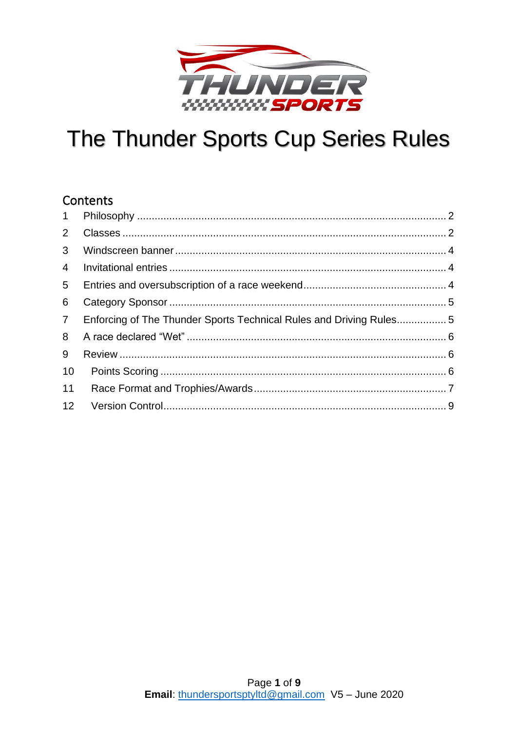# The Thunder Sports Cup Series Rules

## Contents

1 Philosophy ........................................................................................................ 2
2 Classes ............................................................................................................ 2
3 Windscreen banner ........................................................................................... 4
4 Invitational entries ............................................................................................. 4
5 Entries and oversubscription of a race weekend ................................................ 4
6 Category Sponsor .............................................................................................. 5
7 Enforcing of The Thunder Sports Technical Rules and Driving Rules ................. 5
8 A race declared "Wet" ........................................................................................ 6
9 Review ............................................................................................................... 6
10 Points Scoring ................................................................................................. 6
11 Race Format and Trophies/Awards ................................................................. 7
12 Version Control ................................................................................................ 9

**Email**: thundersportsptyltd@gmail.com V5 – June 2020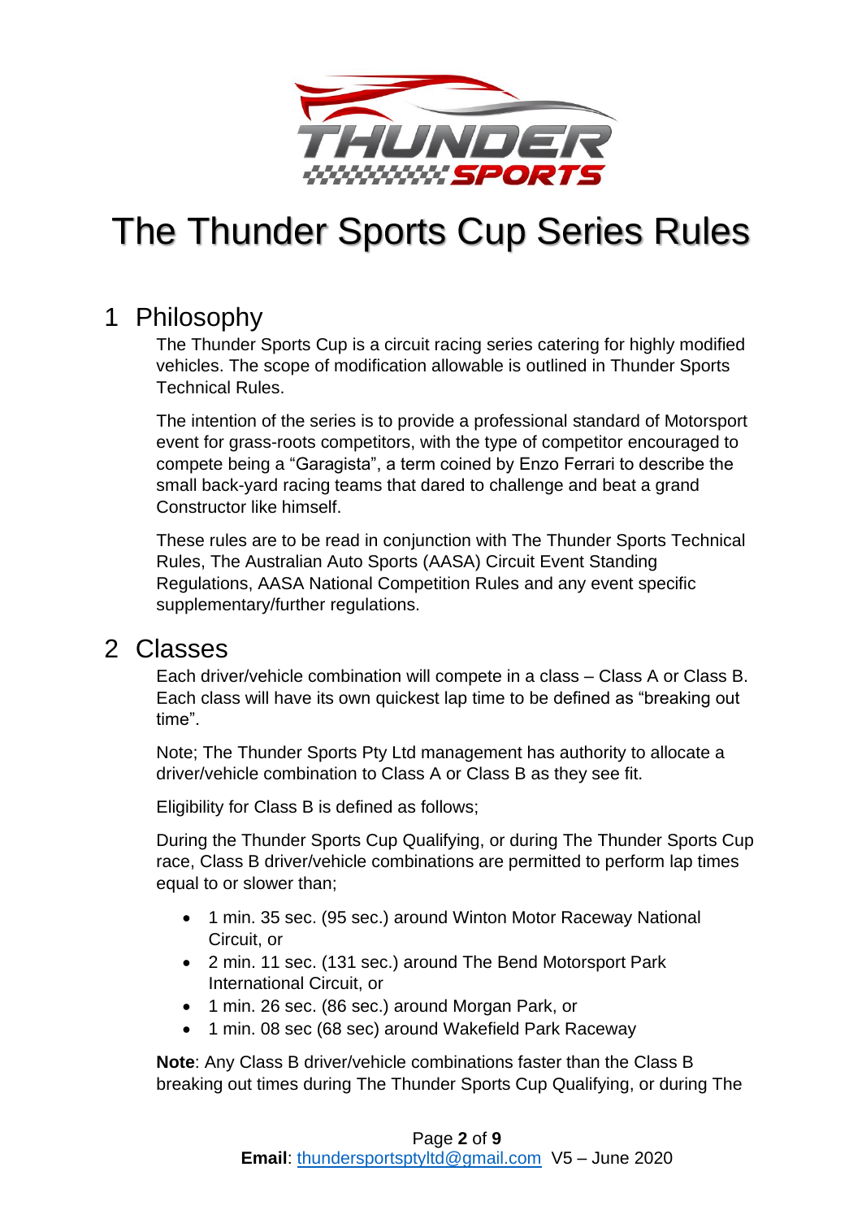# The Thunder Sports Cup Series Rules

## 1 Philosophy

The Thunder Sports Cup is a circuit racing series catering for highly modified vehicles. The scope of modification allowable is outlined in Thunder Sports Technical Rules.

The intention of the series is to provide a professional standard of Motorsport event for grass-roots competitors, with the type of competitor encouraged to compete being a "Garagista", a term coined by Enzo Ferrari to describe the small back-yard racing teams that dared to challenge and beat a grand Constructor like himself.

These rules are to be read in conjunction with The Thunder Sports Technical Rules, The Australian Auto Sports (AASA) Circuit Event Standing Regulations, AASA National Competition Rules and any event specific supplementary/further regulations.

## 2 Classes

Each driver/vehicle combination will compete in a class – Class A or Class B. Each class will have its own quickest lap time to be defined as "breaking out time".

Note; The Thunder Sports Pty Ltd management has authority to allocate a driver/vehicle combination to Class A or Class B as they see fit.

Eligibility for Class B is defined as follows;

During the Thunder Sports Cup Qualifying, or during The Thunder Sports Cup race, Class B driver/vehicle combinations are permitted to perform lap times equal to or slower than;

- 1 min. 35 sec. (95 sec.) around Winton Motor Raceway National Circuit, or
- 2 min. 11 sec. (131 sec.) around The Bend Motorsport Park International Circuit, or
- 1 min. 26 sec. (86 sec.) around Morgan Park, or
- 1 min. 08 sec (68 sec) around Wakefield Park Raceway

**Note**: Any Class B driver/vehicle combinations faster than the Class B breaking out times during The Thunder Sports Cup Qualifying, or during The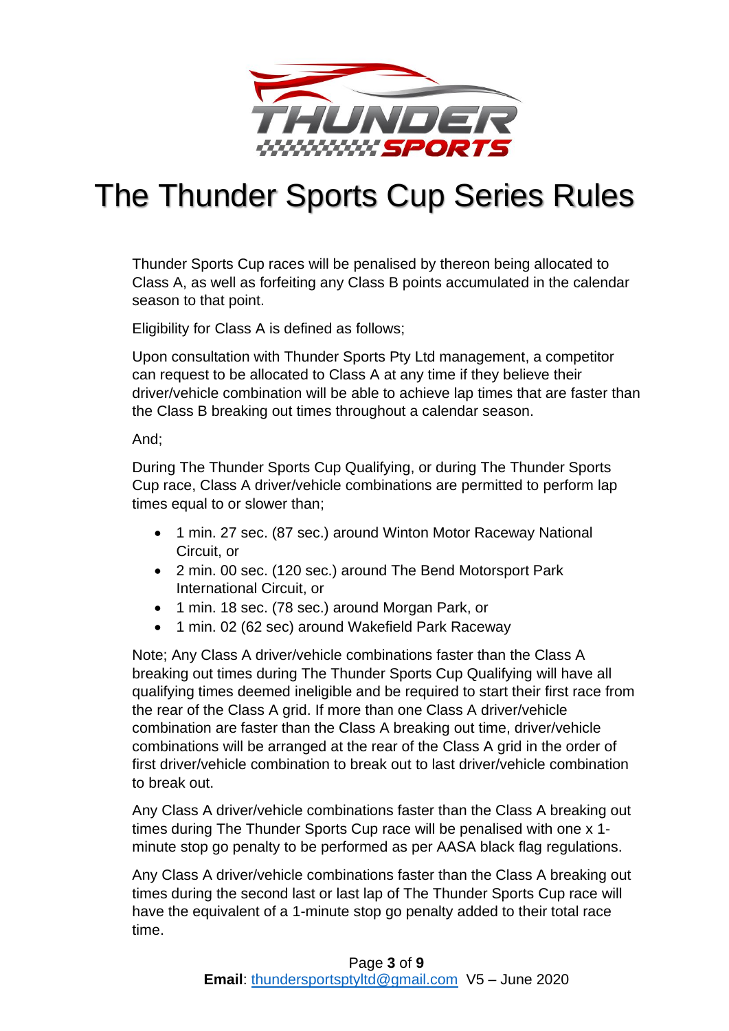# The Thunder Sports Cup Series Rules

Thunder Sports Cup races will be penalised by thereon being allocated to Class A, as well as forfeiting any Class B points accumulated in the calendar season to that point.

Eligibility for Class A is defined as follows;

Upon consultation with Thunder Sports Pty Ltd management, a competitor can request to be allocated to Class A at any time if they believe their driver/vehicle combination will be able to achieve lap times that are faster than the Class B breaking out times throughout a calendar season.

And;

During The Thunder Sports Cup Qualifying, or during The Thunder Sports Cup race, Class A driver/vehicle combinations are permitted to perform lap times equal to or slower than;

- 1 min. 27 sec. (87 sec.) around Winton Motor Raceway National Circuit, or
- 2 min. 00 sec. (120 sec.) around The Bend Motorsport Park International Circuit, or
- 1 min. 18 sec. (78 sec.) around Morgan Park, or
- 1 min. 02 (62 sec) around Wakefield Park Raceway

Note; Any Class A driver/vehicle combinations faster than the Class A breaking out times during The Thunder Sports Cup Qualifying will have all qualifying times deemed ineligible and be required to start their first race from the rear of the Class A grid. If more than one Class A driver/vehicle combination are faster than the Class A breaking out time, driver/vehicle combinations will be arranged at the rear of the Class A grid in the order of first driver/vehicle combination to break out to last driver/vehicle combination to break out.

Any Class A driver/vehicle combinations faster than the Class A breaking out times during The Thunder Sports Cup race will be penalised with one x 1-minute stop go penalty to be performed as per AASA black flag regulations.

Any Class A driver/vehicle combinations faster than the Class A breaking out times during the second last or last lap of The Thunder Sports Cup race will have the equivalent of a 1-minute stop go penalty added to their total race time.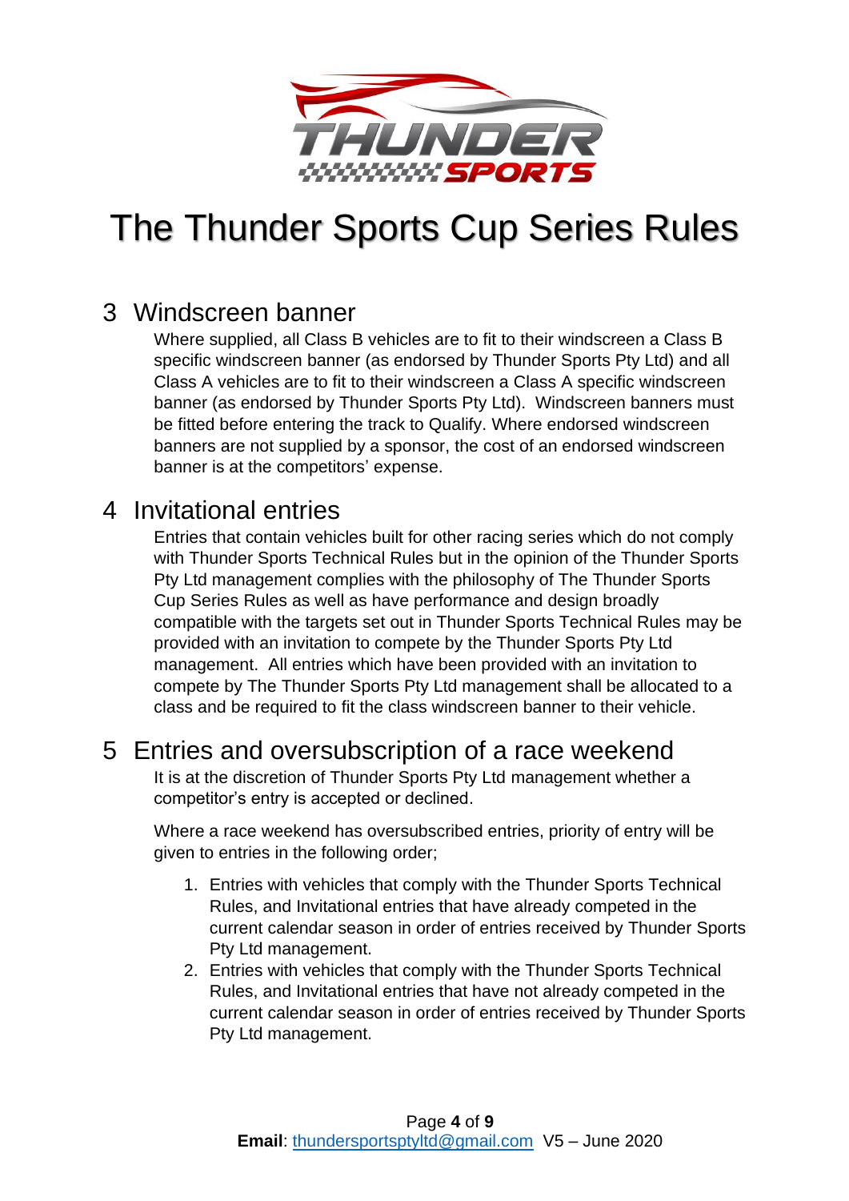# The Thunder Sports Cup Series Rules

## 3 Windscreen banner

Where supplied, all Class B vehicles are to fit to their windscreen a Class B specific windscreen banner (as endorsed by Thunder Sports Pty Ltd) and all Class A vehicles are to fit to their windscreen a Class A specific windscreen banner (as endorsed by Thunder Sports Pty Ltd). Windscreen banners must be fitted before entering the track to Qualify. Where endorsed windscreen banners are not supplied by a sponsor, the cost of an endorsed windscreen banner is at the competitors' expense.

## 4 Invitational entries

Entries that contain vehicles built for other racing series which do not comply with Thunder Sports Technical Rules but in the opinion of the Thunder Sports Pty Ltd management complies with the philosophy of The Thunder Sports Cup Series Rules as well as have performance and design broadly compatible with the targets set out in Thunder Sports Technical Rules may be provided with an invitation to compete by the Thunder Sports Pty Ltd management. All entries which have been provided with an invitation to compete by The Thunder Sports Pty Ltd management shall be allocated to a class and be required to fit the class windscreen banner to their vehicle.

## 5 Entries and oversubscription of a race weekend

It is at the discretion of Thunder Sports Pty Ltd management whether a competitor's entry is accepted or declined.

Where a race weekend has oversubscribed entries, priority of entry will be given to entries in the following order;

1. Entries with vehicles that comply with the Thunder Sports Technical Rules, and Invitational entries that have already competed in the current calendar season in order of entries received by Thunder Sports Pty Ltd management.
2. Entries with vehicles that comply with the Thunder Sports Technical Rules, and Invitational entries that have not already competed in the current calendar season in order of entries received by Thunder Sports Pty Ltd management.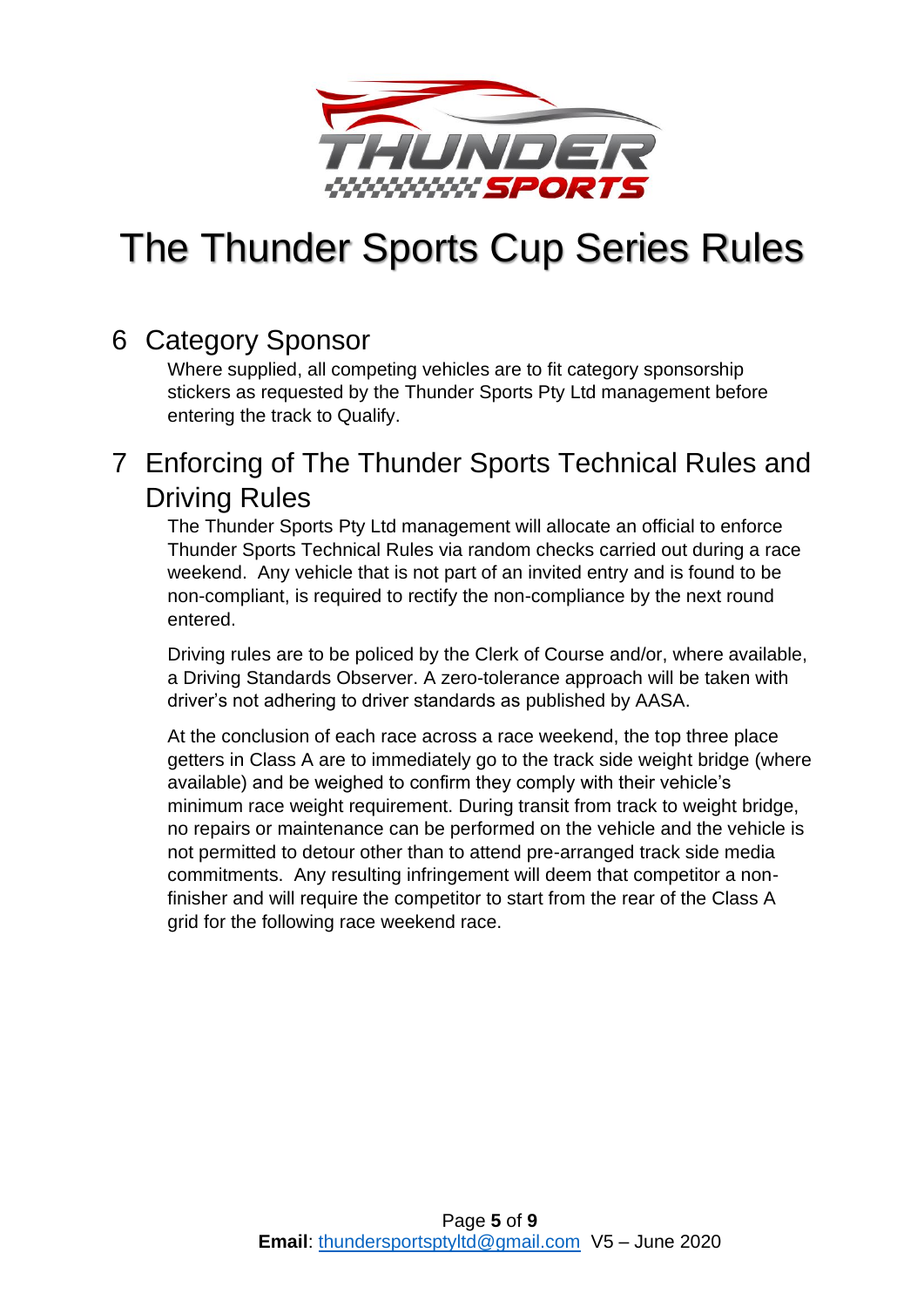# The Thunder Sports Cup Series Rules

## 6 Category Sponsor

Where supplied, all competing vehicles are to fit category sponsorship stickers as requested by the Thunder Sports Pty Ltd management before entering the track to Qualify.

## 7 Enforcing of The Thunder Sports Technical Rules and Driving Rules

The Thunder Sports Pty Ltd management will allocate an official to enforce Thunder Sports Technical Rules via random checks carried out during a race weekend. Any vehicle that is not part of an invited entry and is found to be non-compliant, is required to rectify the non-compliance by the next round entered.

Driving rules are to be policed by the Clerk of Course and/or, where available, a Driving Standards Observer. A zero-tolerance approach will be taken with driver's not adhering to driver standards as published by AASA.

At the conclusion of each race across a race weekend, the top three place getters in Class A are to immediately go to the track side weight bridge (where available) and be weighed to confirm they comply with their vehicle's minimum race weight requirement. During transit from track to weight bridge, no repairs or maintenance can be performed on the vehicle and the vehicle is not permitted to detour other than to attend pre-arranged track side media commitments. Any resulting infringement will deem that competitor a non-finisher and will require the competitor to start from the rear of the Class A grid for the following race weekend race.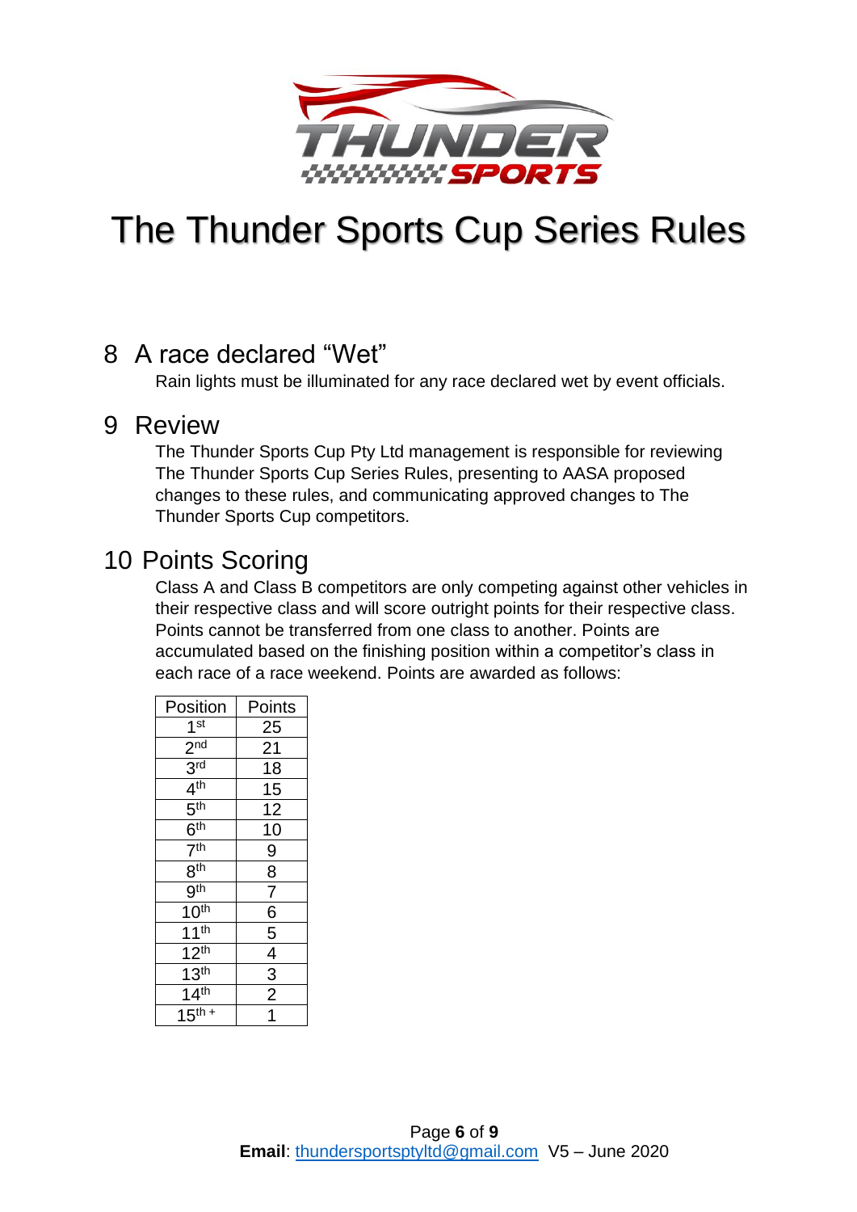# The Thunder Sports Cup Series Rules

## 8 A race declared "Wet"

Rain lights must be illuminated for any race declared wet by event officials.

## 9 Review

The Thunder Sports Cup Pty Ltd management is responsible for reviewing The Thunder Sports Cup Series Rules, presenting to AASA proposed changes to these rules, and communicating approved changes to The Thunder Sports Cup competitors.

## 10 Points Scoring

Class A and Class B competitors are only competing against other vehicles in their respective class and will score outright points for their respective class. Points cannot be transferred from one class to another. Points are accumulated based on the finishing position within a competitor's class in each race of a race weekend. Points are awarded as follows:

| Position | Points |
|---|---|
| 1st | 25 |
| 2nd | 21 |
| 3rd | 18 |
| 4th | 15 |
| 5th | 12 |
| 6th | 10 |
| 7th | 9 |
| 8th | 8 |
| 9th | 7 |
| 10th | 6 |
| 11th | 5 |
| 12th | 4 |
| 13th | 3 |
| 14th | 2 |
| 15th + | 1 |

**Email**: thundersportsptyltd@gmail.com V5 – June 2020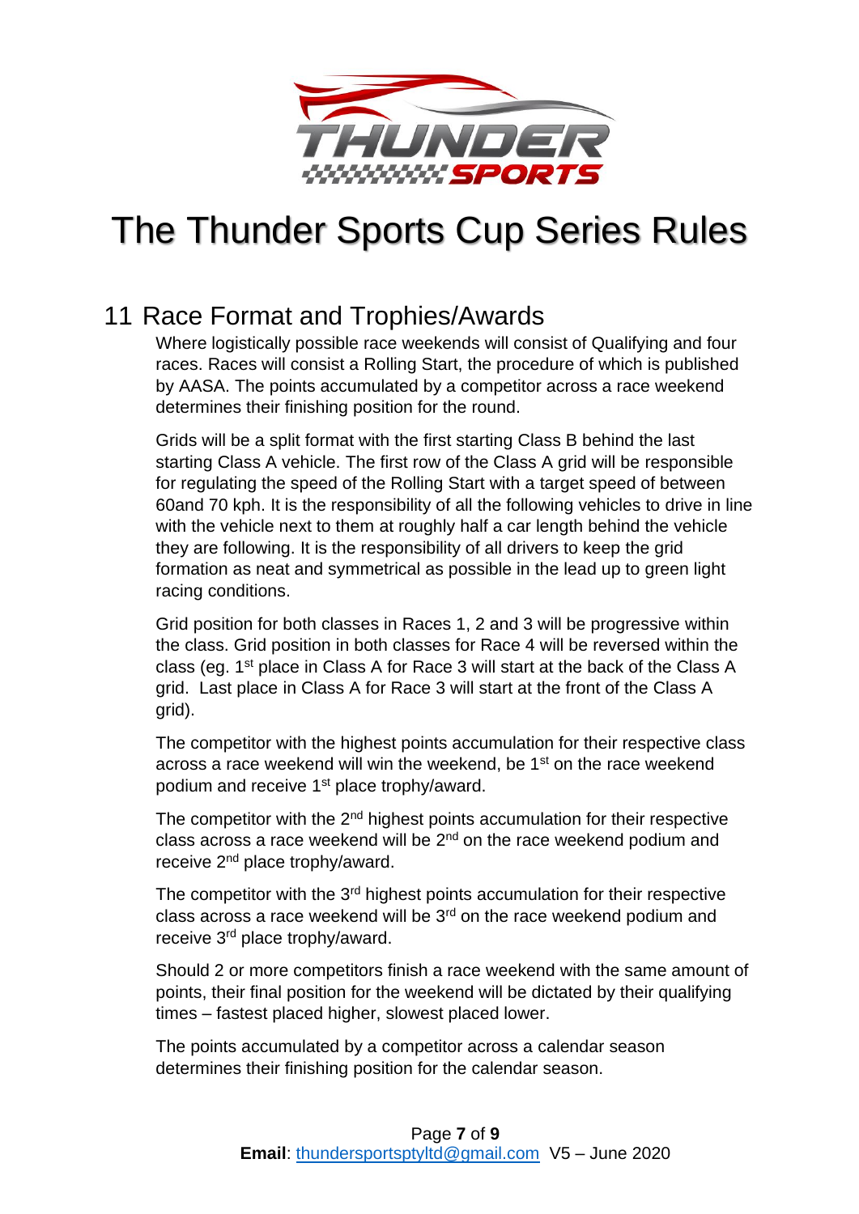# The Thunder Sports Cup Series Rules

## 11 Race Format and Trophies/Awards

Where logistically possible race weekends will consist of Qualifying and four races. Races will consist a Rolling Start, the procedure of which is published by AASA. The points accumulated by a competitor across a race weekend determines their finishing position for the round.

Grids will be a split format with the first starting Class B behind the last starting Class A vehicle. The first row of the Class A grid will be responsible for regulating the speed of the Rolling Start with a target speed of between 60and 70 kph. It is the responsibility of all the following vehicles to drive in line with the vehicle next to them at roughly half a car length behind the vehicle they are following. It is the responsibility of all drivers to keep the grid formation as neat and symmetrical as possible in the lead up to green light racing conditions.

Grid position for both classes in Races 1, 2 and 3 will be progressive within the class. Grid position in both classes for Race 4 will be reversed within the class (eg. 1st place in Class A for Race 3 will start at the back of the Class A grid. Last place in Class A for Race 3 will start at the front of the Class A grid).

The competitor with the highest points accumulation for their respective class across a race weekend will win the weekend, be 1st on the race weekend podium and receive 1st place trophy/award.

The competitor with the 2nd highest points accumulation for their respective class across a race weekend will be 2nd on the race weekend podium and receive 2nd place trophy/award.

The competitor with the 3rd highest points accumulation for their respective class across a race weekend will be 3rd on the race weekend podium and receive 3rd place trophy/award.

Should 2 or more competitors finish a race weekend with the same amount of points, their final position for the weekend will be dictated by their qualifying times – fastest placed higher, slowest placed lower.

The points accumulated by a competitor across a calendar season determines their finishing position for the calendar season.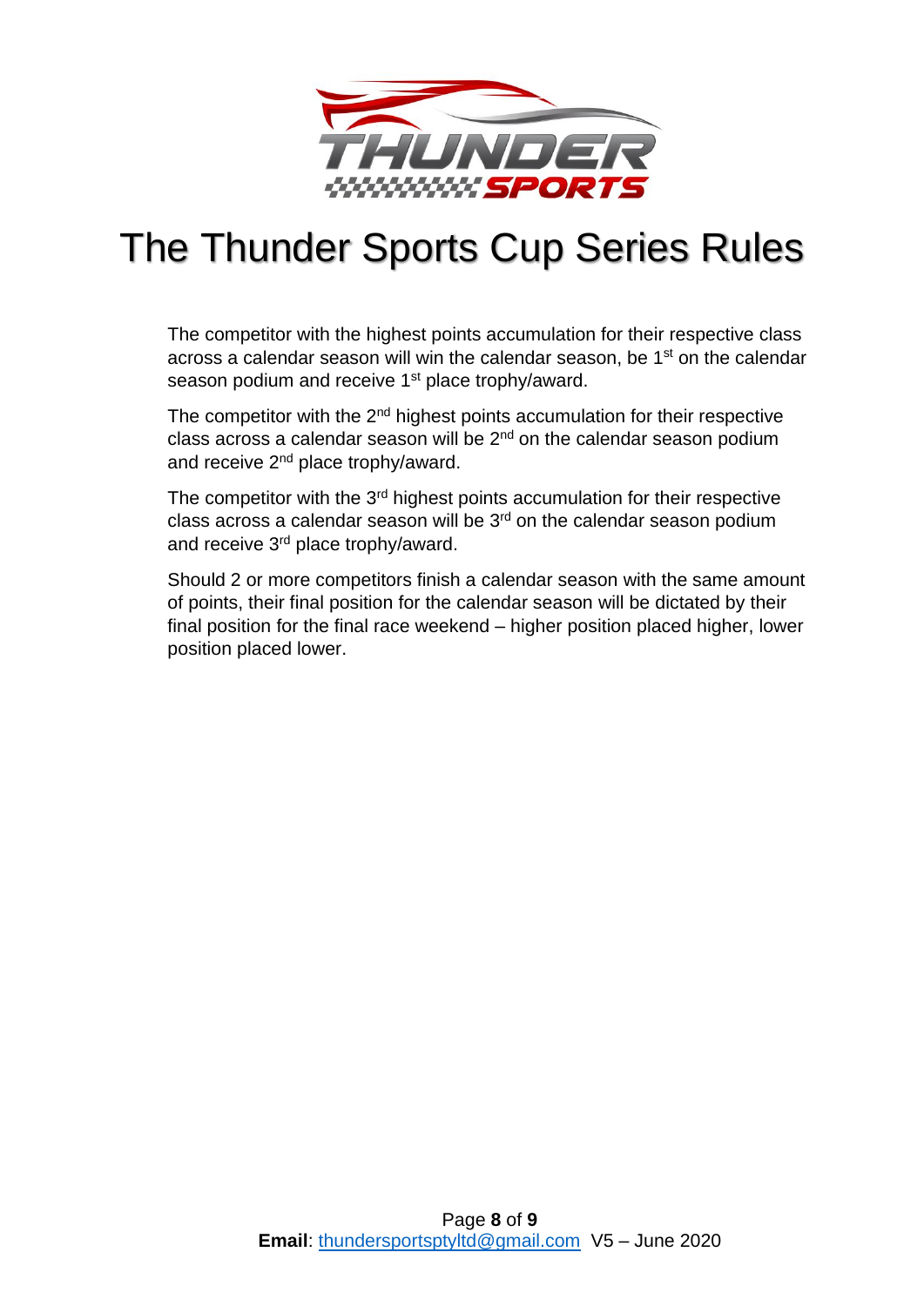# The Thunder Sports Cup Series Rules

The competitor with the highest points accumulation for their respective class across a calendar season will win the calendar season, be 1st on the calendar season podium and receive 1st place trophy/award.

The competitor with the 2nd highest points accumulation for their respective class across a calendar season will be 2nd on the calendar season podium and receive 2nd place trophy/award.

The competitor with the 3rd highest points accumulation for their respective class across a calendar season will be 3rd on the calendar season podium and receive 3rd place trophy/award.

Should 2 or more competitors finish a calendar season with the same amount of points, their final position for the calendar season will be dictated by their final position for the final race weekend – higher position placed higher, lower position placed lower.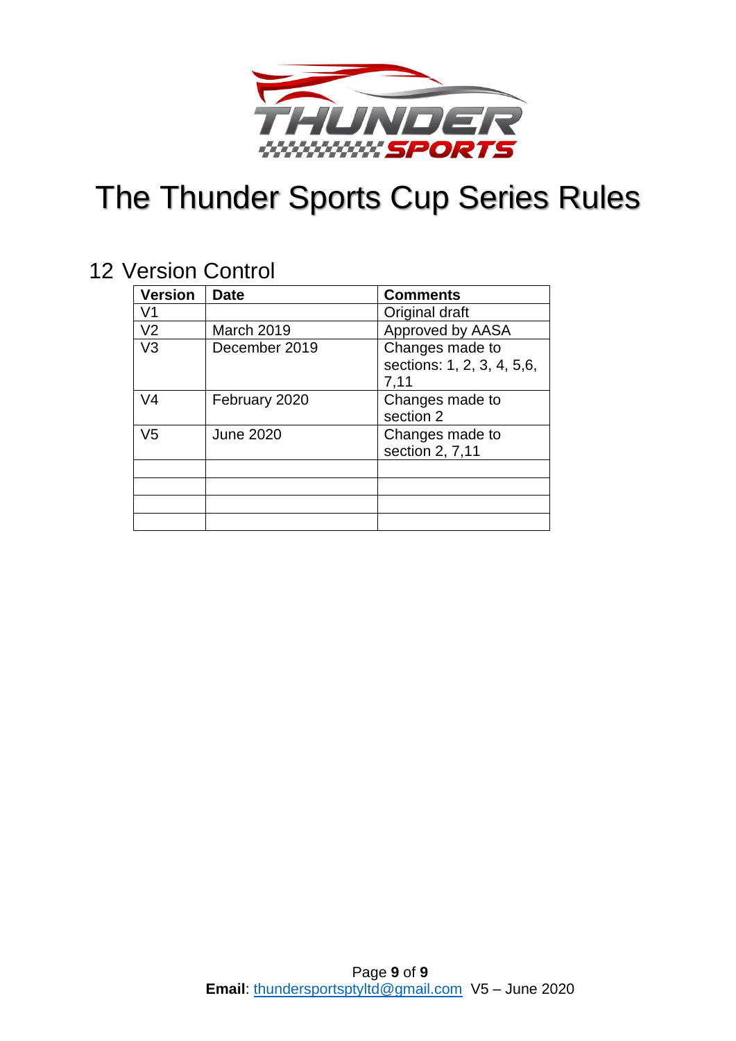# The Thunder Sports Cup Series Rules

## 12 Version Control

| Version | Date | Comments |
|---|---|---|
| V1 | | Original draft |
| V2 | March 2019 | Approved by AASA |
| V3 | December 2019 | Changes made to sections: 1, 2, 3, 4, 5,6, 7,11 |
| V4 | February 2020 | Changes made to section 2 |
| V5 | June 2020 | Changes made to section 2, 7,11 |
| | | |
| | | |
| | | |
| | | |